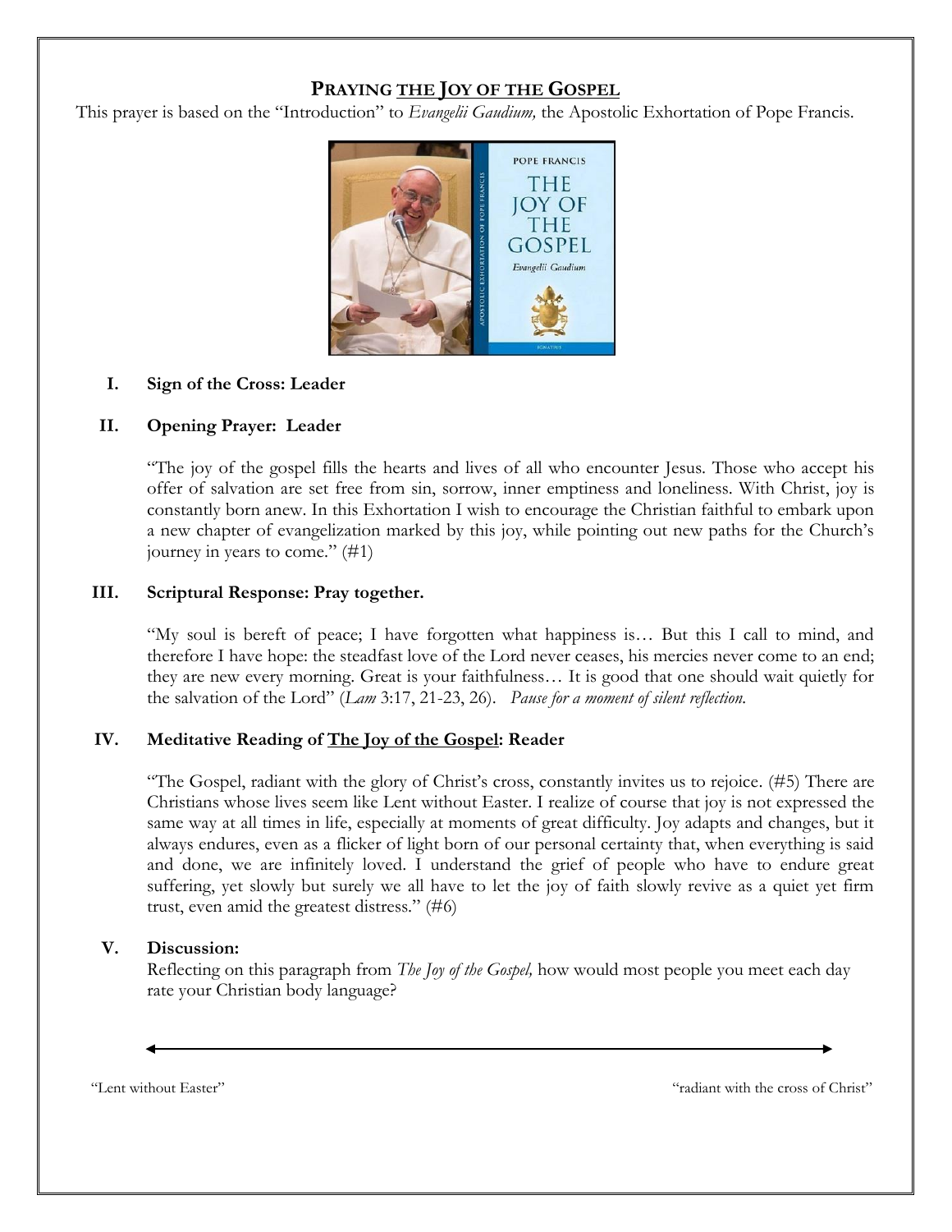# PRAYING THE JOY OF THE GOSPEL

This prayer is based on the "Introduction" to *Evangelii Gaudium,* the Apostolic Exhortation of Pope Francis.

## I. Sign of the Cross: Leader

## II. Opening Prayer: Leader

"The joy of the gospel fills the hearts and lives of all who encounter Jesus. Those who accept his offer of salvation are set free from sin, sorrow, inner emptiness and loneliness. With Christ, joy is constantly born anew. In this Exhortation I wish to encourage the Christian faithful to embark upon a new chapter of evangelization marked by this joy, while pointing out new paths for the Church's journey in years to come." (#1)

## III. Scriptural Response: Pray together.

"My soul is bereft of peace; I have forgotten what happiness is… But this I call to mind, and therefore I have hope: the steadfast love of the Lord never ceases, his mercies never come to an end; they are new every morning. Great is your faithfulness… It is good that one should wait quietly for the salvation of the Lord" (*Lam* 3:17, 21-23, 26). *Pause for a moment of silent reflection.*

## IV. Meditative Reading of The Joy of the Gospel: Reader

"The Gospel, radiant with the glory of Christ's cross, constantly invites us to rejoice. (#5) There are Christians whose lives seem like Lent without Easter. I realize of course that joy is not expressed the same way at all times in life, especially at moments of great difficulty. Joy adapts and changes, but it always endures, even as a flicker of light born of our personal certainty that, when everything is said and done, we are infinitely loved. I understand the grief of people who have to endure great suffering, yet slowly but surely we all have to let the joy of faith slowly revive as a quiet yet firm trust, even amid the greatest distress." (#6)

## V. Discussion:

Reflecting on this paragraph from *The Joy of the Gospel,* how would most people you meet each day rate your Christian body language?

"Lent without Easter" ⟵⟶ "radiant with the cross of Christ"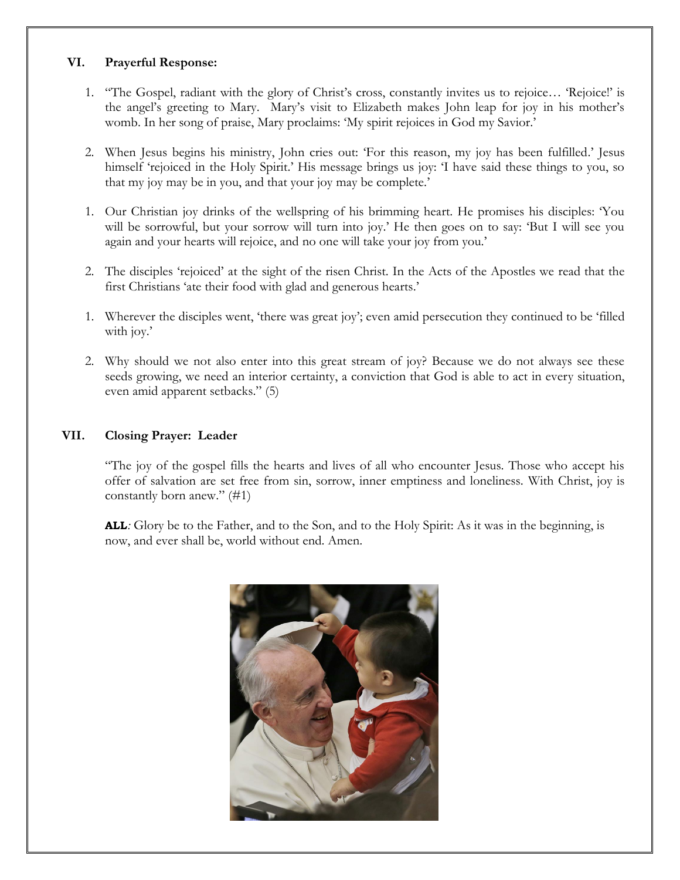## VI. Prayerful Response:

1. "The Gospel, radiant with the glory of Christ's cross, constantly invites us to rejoice… 'Rejoice!' is the angel's greeting to Mary. Mary's visit to Elizabeth makes John leap for joy in his mother's womb. In her song of praise, Mary proclaims: 'My spirit rejoices in God my Savior.'

2. When Jesus begins his ministry, John cries out: 'For this reason, my joy has been fulfilled.' Jesus himself 'rejoiced in the Holy Spirit.' His message brings us joy: 'I have said these things to you, so that my joy may be in you, and that your joy may be complete.'

1. Our Christian joy drinks of the wellspring of his brimming heart. He promises his disciples: 'You will be sorrowful, but your sorrow will turn into joy.' He then goes on to say: 'But I will see you again and your hearts will rejoice, and no one will take your joy from you.'

2. The disciples 'rejoiced' at the sight of the risen Christ. In the Acts of the Apostles we read that the first Christians 'ate their food with glad and generous hearts.'

1. Wherever the disciples went, 'there was great joy'; even amid persecution they continued to be 'filled with joy.'

2. Why should we not also enter into this great stream of joy? Because we do not always see these seeds growing, we need an interior certainty, a conviction that God is able to act in every situation, even amid apparent setbacks." (5)

## VII. Closing Prayer: Leader

"The joy of the gospel fills the hearts and lives of all who encounter Jesus. Those who accept his offer of salvation are set free from sin, sorrow, inner emptiness and loneliness. With Christ, joy is constantly born anew." (#1)

**ALL***:* Glory be to the Father, and to the Son, and to the Holy Spirit: As it was in the beginning, is now, and ever shall be, world without end. Amen.